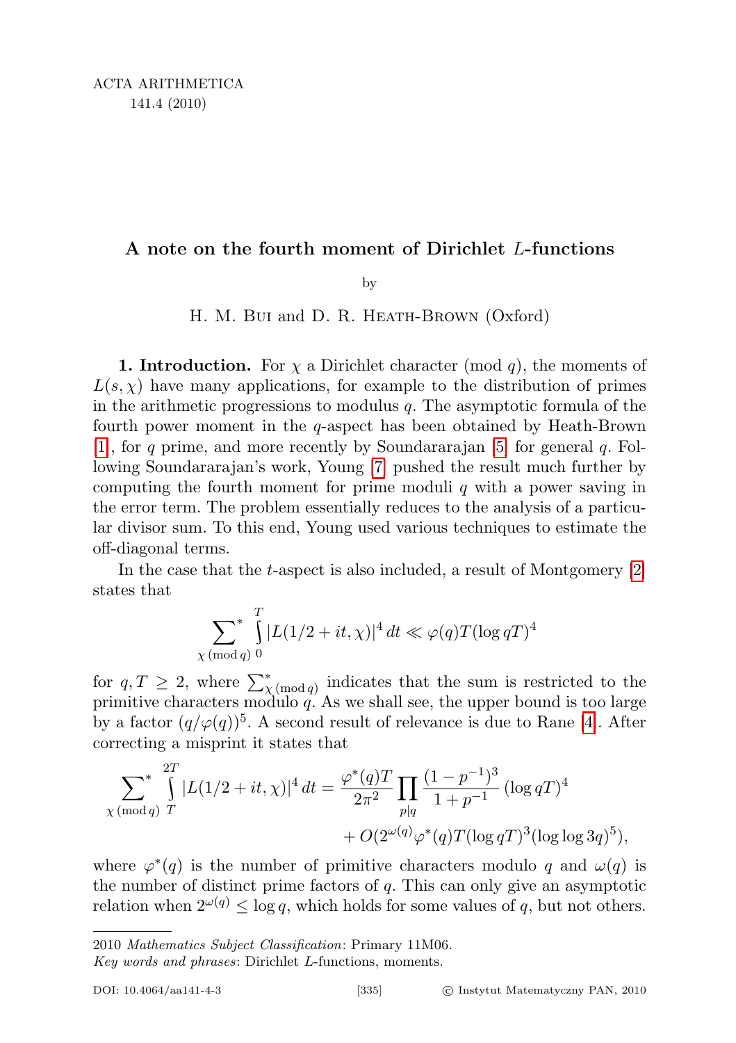# A note on the fourth moment of Dirichlet $L$-functions

by

H. M. Bui and D. R. Heath-Brown (Oxford)

**1. Introduction.** For $\chi$ a Dirichlet character (mod $q$), the moments of $L(s,\chi)$ have many applications, for example to the distribution of primes in the arithmetic progressions to modulus $q$. The asymptotic formula of the fourth power moment in the $q$-aspect has been obtained by Heath-Brown [1], for $q$ prime, and more recently by Soundararajan [5] for general $q$. Following Soundararajan's work, Young [7] pushed the result much further by computing the fourth moment for prime moduli $q$ with a power saving in the error term. The problem essentially reduces to the analysis of a particular divisor sum. To this end, Young used various techniques to estimate the off-diagonal terms.

In the case that the $t$-aspect is also included, a result of Montgomery [2] states that

$$\sideset{}{^*}\sum_{\chi\,(\mathrm{mod}\,q)} \int_0^T |L(1/2+it,\chi)|^4\,dt \ll \varphi(q)T(\log qT)^4$$

for $q,T\geq 2$, where $\sum^*_{\chi\,(\mathrm{mod}\,q)}$ indicates that the sum is restricted to the primitive characters modulo $q$. As we shall see, the upper bound is too large by a factor $(q/\varphi(q))^5$. A second result of relevance is due to Rane [4]. After correcting a misprint it states that

$$\sideset{}{^*}\sum_{\chi\,(\mathrm{mod}\,q)} \int_T^{2T} |L(1/2+it,\chi)|^4\,dt = \frac{\varphi^*(q)T}{2\pi^2}\prod_{p\mid q}\frac{(1-p^{-1})^3}{1+p^{-1}}(\log qT)^4 + O(2^{\omega(q)}\varphi^*(q)T(\log qT)^3(\log\log 3q)^5),$$

where $\varphi^*(q)$ is the number of primitive characters modulo $q$ and $\omega(q)$ is the number of distinct prime factors of $q$. This can only give an asymptotic relation when $2^{\omega(q)}\leq \log q$, which holds for some values of $q$, but not others.

---

2010 *Mathematics Subject Classification*: Primary 11M06.

*Key words and phrases*: Dirichlet $L$-functions, moments.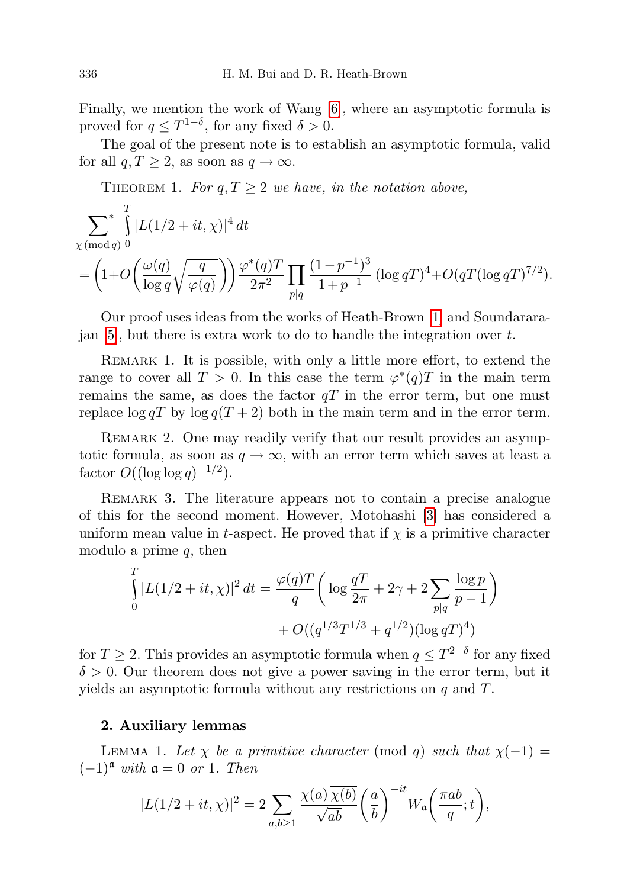Finally, we mention the work of Wang [6], where an asymptotic formula is proved for $q \le T^{1-\delta}$, for any fixed $\delta > 0$.

The goal of the present note is to establish an asymptotic formula, valid for all $q, T \ge 2$, as soon as $q \to \infty$.

THEOREM 1. *For $q, T \ge 2$ we have, in the notation above,*

$$\sideset{}{^*}\sum_{\chi \,(\mathrm{mod}\, q)} \int_0^T |L(1/2+it,\chi)|^4\,dt$$
$$= \left(1+O\left(\frac{\omega(q)}{\log q}\sqrt{\frac{q}{\varphi(q)}}\right)\right)\frac{\varphi^*(q)T}{2\pi^2}\prod_{p\mid q}\frac{(1-p^{-1})^3}{1+p^{-1}}(\log qT)^4 + O(qT(\log qT)^{7/2}).$$

Our proof uses ideas from the works of Heath-Brown [1] and Soundararajan [5], but there is extra work to do to handle the integration over $t$.

REMARK 1. It is possible, with only a little more effort, to extend the range to cover all $T > 0$. In this case the term $\varphi^*(q)T$ in the main term remains the same, as does the factor $qT$ in the error term, but one must replace $\log qT$ by $\log q(T+2)$ both in the main term and in the error term.

REMARK 2. One may readily verify that our result provides an asymptotic formula, as soon as $q \to \infty$, with an error term which saves at least a factor $O((\log\log q)^{-1/2})$.

REMARK 3. The literature appears not to contain a precise analogue of this for the second moment. However, Motohashi [3] has considered a uniform mean value in $t$-aspect. He proved that if $\chi$ is a primitive character modulo a prime $q$, then

$$\int_0^T |L(1/2+it,\chi)|^2\,dt = \frac{\varphi(q)T}{q}\left(\log\frac{qT}{2\pi} + 2\gamma + 2\sum_{p\mid q}\frac{\log p}{p-1}\right) + O((q^{1/3}T^{1/3} + q^{1/2})(\log qT)^4)$$

for $T \ge 2$. This provides an asymptotic formula when $q \le T^{2-\delta}$ for any fixed $\delta > 0$. Our theorem does not give a power saving in the error term, but it yields an asymptotic formula without any restrictions on $q$ and $T$.

## 2. Auxiliary lemmas

LEMMA 1. *Let $\chi$ be a primitive character* (mod $q$) *such that $\chi(-1) = (-1)^{\mathfrak{a}}$ with $\mathfrak{a} = 0$ or $1$. Then*

$$|L(1/2+it,\chi)|^2 = 2\sum_{a,b\ge 1}\frac{\chi(a)\overline{\chi(b)}}{\sqrt{ab}}\left(\frac{a}{b}\right)^{-it} W_{\mathfrak{a}}\left(\frac{\pi ab}{q};t\right),$$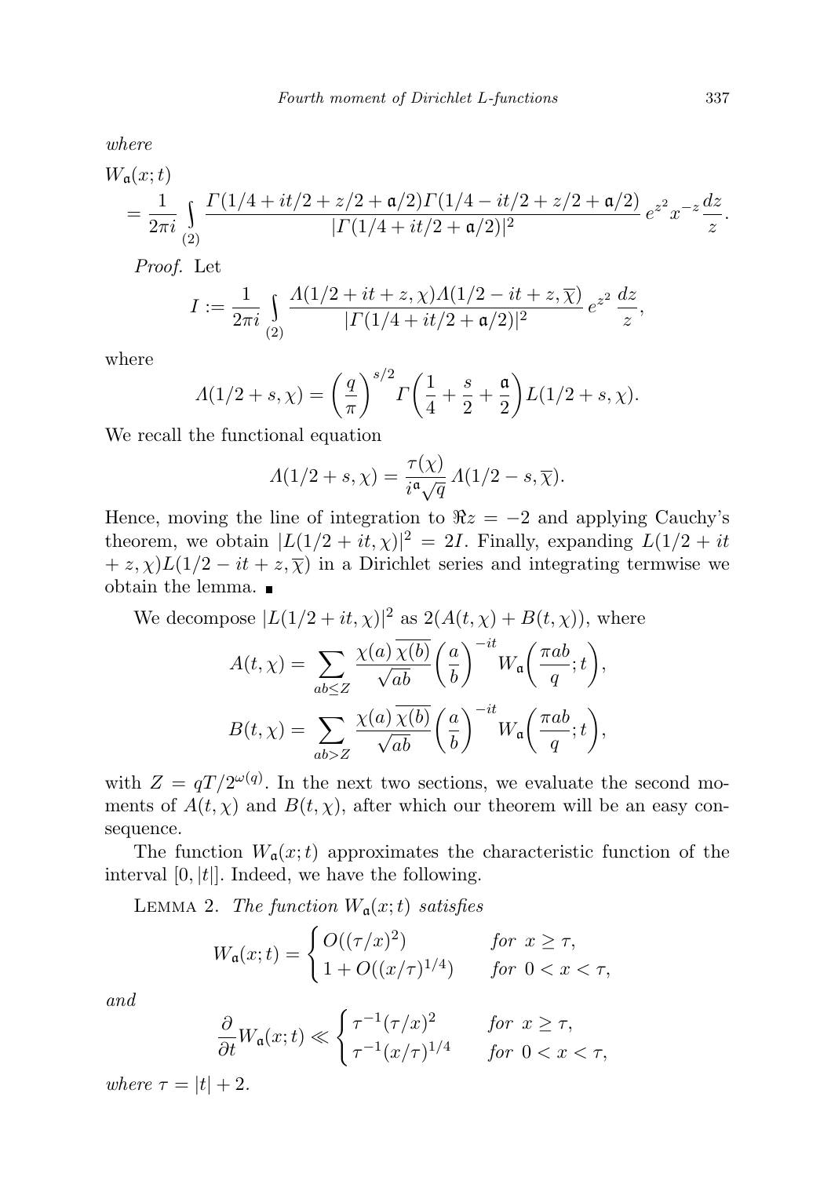*where*

$$W_{\mathfrak{a}}(x;t) = \frac{1}{2\pi i} \int_{(2)} \frac{\Gamma(1/4+it/2+z/2+\mathfrak{a}/2)\Gamma(1/4-it/2+z/2+\mathfrak{a}/2)}{|\Gamma(1/4+it/2+\mathfrak{a}/2)|^2}\, e^{z^2} x^{-z} \frac{dz}{z}.$$

*Proof.* Let

$$I := \frac{1}{2\pi i} \int_{(2)} \frac{\Lambda(1/2+it+z,\chi)\Lambda(1/2-it+z,\overline{\chi})}{|\Gamma(1/4+it/2+\mathfrak{a}/2)|^2}\, e^{z^2} \frac{dz}{z},$$

where

$$\Lambda(1/2+s,\chi) = \left(\frac{q}{\pi}\right)^{s/2} \Gamma\left(\frac{1}{4}+\frac{s}{2}+\frac{\mathfrak{a}}{2}\right) L(1/2+s,\chi).$$

We recall the functional equation

$$\Lambda(1/2+s,\chi) = \frac{\tau(\chi)}{i^{\mathfrak{a}}\sqrt{q}}\, \Lambda(1/2-s,\overline{\chi}).$$

Hence, moving the line of integration to $\Re z = -2$ and applying Cauchy's theorem, we obtain $|L(1/2+it,\chi)|^2 = 2I$. Finally, expanding $L(1/2+it+z,\chi)L(1/2-it+z,\overline{\chi})$ in a Dirichlet series and integrating termwise we obtain the lemma. ∎

We decompose $|L(1/2+it,\chi)|^2$ as $2(A(t,\chi)+B(t,\chi))$, where

$$A(t,\chi) = \sum_{ab\le Z} \frac{\chi(a)\,\overline{\chi(b)}}{\sqrt{ab}} \left(\frac{a}{b}\right)^{-it} W_{\mathfrak{a}}\left(\frac{\pi ab}{q};t\right),$$

$$B(t,\chi) = \sum_{ab> Z} \frac{\chi(a)\,\overline{\chi(b)}}{\sqrt{ab}} \left(\frac{a}{b}\right)^{-it} W_{\mathfrak{a}}\left(\frac{\pi ab}{q};t\right),$$

with $Z = qT/2^{\omega(q)}$. In the next two sections, we evaluate the second moments of $A(t,\chi)$ and $B(t,\chi)$, after which our theorem will be an easy consequence.

The function $W_{\mathfrak{a}}(x;t)$ approximates the characteristic function of the interval $[0,|t|]$. Indeed, we have the following.

Lemma 2. *The function $W_{\mathfrak{a}}(x;t)$ satisfies*

$$W_{\mathfrak{a}}(x;t) = \begin{cases} O((\tau/x)^2) & \text{for } x\ge\tau,\\ 1+O((x/\tau)^{1/4}) & \text{for } 0<x<\tau, \end{cases}$$

*and*

$$\frac{\partial}{\partial t} W_{\mathfrak{a}}(x;t) \ll \begin{cases} \tau^{-1}(\tau/x)^2 & \text{for } x\ge\tau,\\ \tau^{-1}(x/\tau)^{1/4} & \text{for } 0<x<\tau, \end{cases}$$

*where $\tau = |t|+2$.*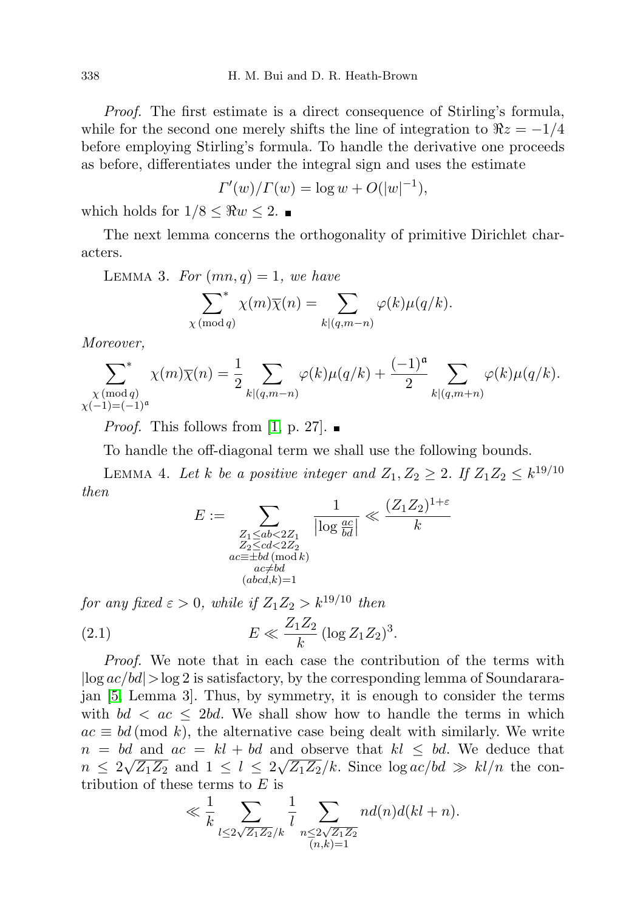*Proof.* The first estimate is a direct consequence of Stirling's formula, while for the second one merely shifts the line of integration to $\Re z = -1/4$ before employing Stirling's formula. To handle the derivative one proceeds as before, differentiates under the integral sign and uses the estimate

$$\Gamma'(w)/\Gamma(w) = \log w + O(|w|^{-1}),$$

which holds for $1/8 \le \Re w \le 2$. ∎

The next lemma concerns the orthogonality of primitive Dirichlet characters.

Lemma 3. *For $(mn, q) = 1$, we have*

$$\sideset{}{^*}\sum_{\chi \,(\mathrm{mod}\, q)} \chi(m)\overline{\chi}(n) = \sum_{k|(q,m-n)} \varphi(k)\mu(q/k).$$

*Moreover,*

$$\sideset{}{^*}\sum_{\substack{\chi \,(\mathrm{mod}\, q)\\ \chi(-1)=(-1)^{\mathfrak{a}}}} \chi(m)\overline{\chi}(n) = \frac{1}{2}\sum_{k|(q,m-n)} \varphi(k)\mu(q/k) + \frac{(-1)^{\mathfrak{a}}}{2}\sum_{k|(q,m+n)} \varphi(k)\mu(q/k).$$

*Proof.* This follows from [1, p. 27]. ∎

To handle the off-diagonal term we shall use the following bounds.

Lemma 4. *Let $k$ be a positive integer and $Z_1, Z_2 \ge 2$. If $Z_1Z_2 \le k^{19/10}$ then*

$$E := \sum_{\substack{Z_1 \le ab < 2Z_1\\ Z_2 \le cd < 2Z_2\\ ac \equiv \pm bd \,(\mathrm{mod}\, k)\\ ac \ne bd\\ (abcd,k)=1}} \frac{1}{\left|\log \frac{ac}{bd}\right|} \ll \frac{(Z_1Z_2)^{1+\varepsilon}}{k}$$

*for any fixed $\varepsilon > 0$, while if $Z_1Z_2 > k^{19/10}$ then*

$$E \ll \frac{Z_1Z_2}{k}(\log Z_1Z_2)^3. \tag{2.1}$$

*Proof.* We note that in each case the contribution of the terms with $|\log ac/bd| > \log 2$ is satisfactory, by the corresponding lemma of Soundararajan [5, Lemma 3]. Thus, by symmetry, it is enough to consider the terms with $bd < ac \le 2bd$. We shall show how to handle the terms in which $ac \equiv bd \,(\mathrm{mod}\, k)$, the alternative case being dealt with similarly. We write $n = bd$ and $ac = kl + bd$ and observe that $kl \le bd$. We deduce that $n \le 2\sqrt{Z_1Z_2}$ and $1 \le l \le 2\sqrt{Z_1Z_2}/k$. Since $\log ac/bd \gg kl/n$ the contribution of these terms to $E$ is

$$\ll \frac{1}{k}\sum_{l \le 2\sqrt{Z_1Z_2}/k} \frac{1}{l} \sum_{\substack{n \le 2\sqrt{Z_1Z_2}\\ (n,k)=1}} nd(n)d(kl+n).$$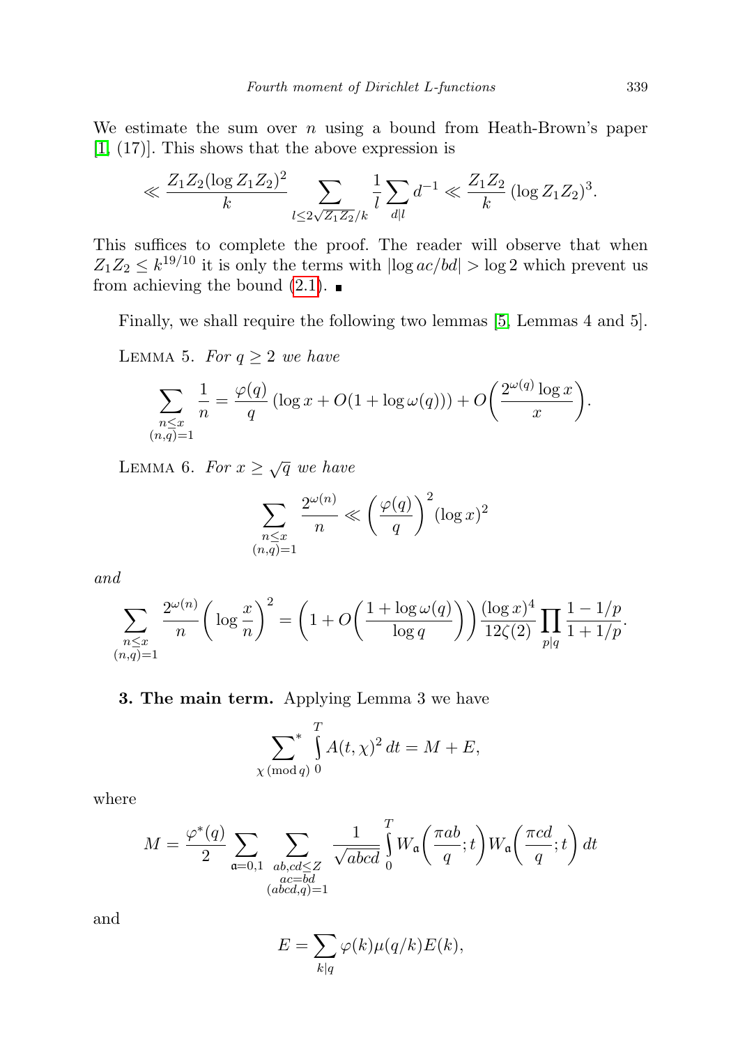We estimate the sum over $n$ using a bound from Heath-Brown's paper [1, (17)]. This shows that the above expression is

$$\ll \frac{Z_1 Z_2 (\log Z_1 Z_2)^2}{k} \sum_{l \le 2\sqrt{Z_1 Z_2}/k} \frac{1}{l} \sum_{d \mid l} d^{-1} \ll \frac{Z_1 Z_2}{k} (\log Z_1 Z_2)^3.$$

This suffices to complete the proof. The reader will observe that when $Z_1 Z_2 \le k^{19/10}$ it is only the terms with $|\log ac/bd| > \log 2$ which prevent us from achieving the bound (2.1). ■

Finally, we shall require the following two lemmas [5, Lemmas 4 and 5].

Lemma 5. *For $q \ge 2$ we have*

$$\sum_{\substack{n \le x \\ (n,q)=1}} \frac{1}{n} = \frac{\varphi(q)}{q} (\log x + O(1 + \log \omega(q))) + O\bigg(\frac{2^{\omega(q)} \log x}{x}\bigg).$$

Lemma 6. *For $x \ge \sqrt{q}$ we have*

$$\sum_{\substack{n \le x \\ (n,q)=1}} \frac{2^{\omega(n)}}{n} \ll \bigg(\frac{\varphi(q)}{q}\bigg)^2 (\log x)^2$$

*and*

$$\sum_{\substack{n \le x \\ (n,q)=1}} \frac{2^{\omega(n)}}{n} \bigg(\log \frac{x}{n}\bigg)^2 = \bigg(1 + O\bigg(\frac{1 + \log \omega(q)}{\log q}\bigg)\bigg) \frac{(\log x)^4}{12\zeta(2)} \prod_{p \mid q} \frac{1 - 1/p}{1 + 1/p}.$$

**3. The main term.** Applying Lemma 3 we have

$$\sideset{}{^*}\sum_{\chi \,(\mathrm{mod}\, q)} \int_0^T A(t,\chi)^2 \, dt = M + E,$$

where

$$M = \frac{\varphi^*(q)}{2} \sum_{\mathfrak{a}=0,1} \sum_{\substack{ab,cd \le Z \\ ac=bd \\ (abcd,q)=1}} \frac{1}{\sqrt{abcd}} \int_0^T W_{\mathfrak{a}}\bigg(\frac{\pi ab}{q}; t\bigg) W_{\mathfrak{a}}\bigg(\frac{\pi cd}{q}; t\bigg) dt$$

and

$$E = \sum_{k \mid q} \varphi(k) \mu(q/k) E(k),$$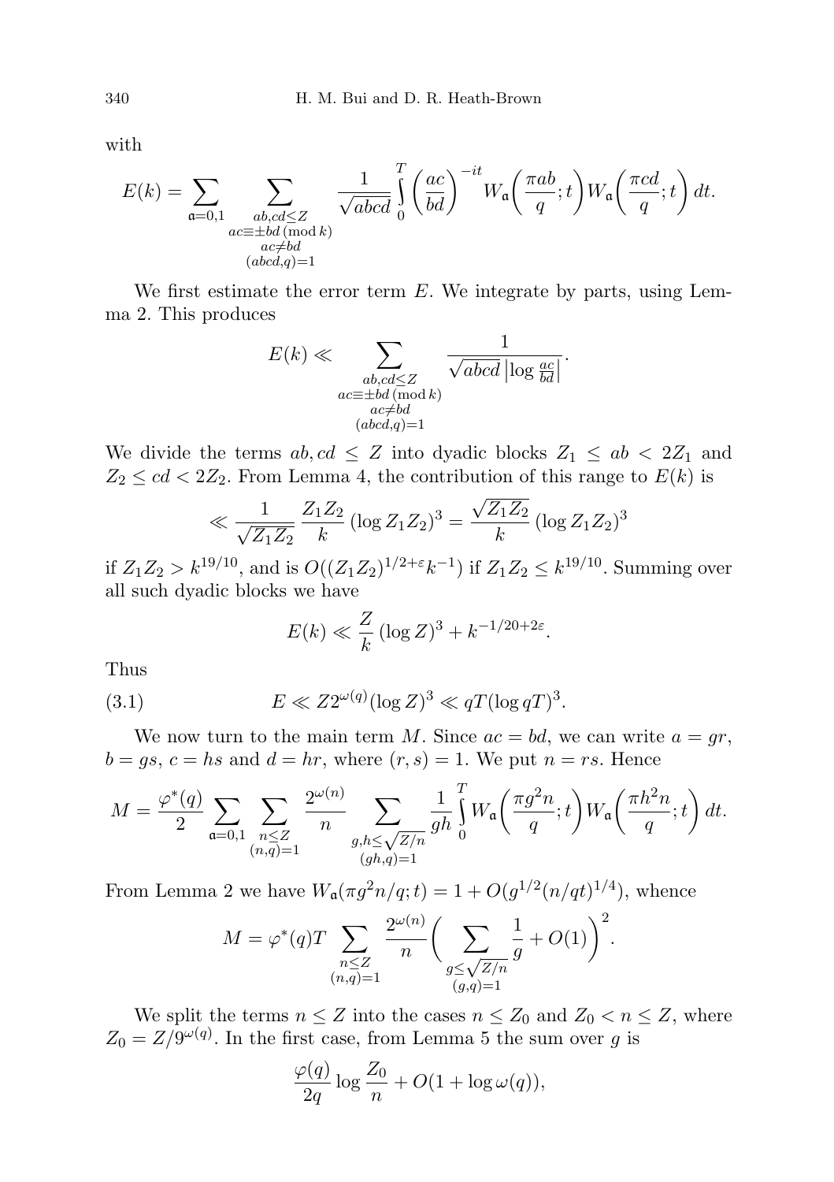with

$$E(k)=\sum_{\mathfrak{a}=0,1}\ \sum_{\substack{ab,cd\le Z\\ ac\equiv\pm bd\,(\mathrm{mod}\,k)\\ ac\ne bd\\ (abcd,q)=1}}\frac{1}{\sqrt{abcd}}\int_0^T\left(\frac{ac}{bd}\right)^{-it}W_{\mathfrak{a}}\left(\frac{\pi ab}{q};t\right)W_{\mathfrak{a}}\left(\frac{\pi cd}{q};t\right)dt.$$

We first estimate the error term $E$. We integrate by parts, using Lemma 2. This produces

$$E(k)\ll\sum_{\substack{ab,cd\le Z\\ ac\equiv\pm bd\,(\mathrm{mod}\,k)\\ ac\ne bd\\ (abcd,q)=1}}\frac{1}{\sqrt{abcd}\,\left|\log\frac{ac}{bd}\right|}.$$

We divide the terms $ab,cd\le Z$ into dyadic blocks $Z_1\le ab<2Z_1$ and $Z_2\le cd<2Z_2$. From Lemma 4, the contribution of this range to $E(k)$ is

$$\ll\frac{1}{\sqrt{Z_1Z_2}}\,\frac{Z_1Z_2}{k}\,(\log Z_1Z_2)^3=\frac{\sqrt{Z_1Z_2}}{k}\,(\log Z_1Z_2)^3$$

if $Z_1Z_2>k^{19/10}$, and is $O((Z_1Z_2)^{1/2+\varepsilon}k^{-1})$ if $Z_1Z_2\le k^{19/10}$. Summing over all such dyadic blocks we have

$$E(k)\ll\frac{Z}{k}\,(\log Z)^3+k^{-1/20+2\varepsilon}.$$

Thus

$$E\ll Z2^{\omega(q)}(\log Z)^3\ll qT(\log qT)^3. \tag{3.1}$$

We now turn to the main term $M$. Since $ac=bd$, we can write $a=gr$, $b=gs$, $c=hs$ and $d=hr$, where $(r,s)=1$. We put $n=rs$. Hence

$$M=\frac{\varphi^*(q)}{2}\sum_{\mathfrak{a}=0,1}\ \sum_{\substack{n\le Z\\ (n,q)=1}}\frac{2^{\omega(n)}}{n}\sum_{\substack{g,h\le\sqrt{Z/n}\\ (gh,q)=1}}\frac{1}{gh}\int_0^T W_{\mathfrak{a}}\left(\frac{\pi g^2n}{q};t\right)W_{\mathfrak{a}}\left(\frac{\pi h^2n}{q};t\right)dt.$$

From Lemma 2 we have $W_{\mathfrak{a}}(\pi g^2n/q;t)=1+O(g^{1/2}(n/qt)^{1/4})$, whence

$$M=\varphi^*(q)T\sum_{\substack{n\le Z\\ (n,q)=1}}\frac{2^{\omega(n)}}{n}\bigg(\sum_{\substack{g\le\sqrt{Z/n}\\ (g,q)=1}}\frac{1}{g}+O(1)\bigg)^2.$$

We split the terms $n\le Z$ into the cases $n\le Z_0$ and $Z_0<n\le Z$, where $Z_0=Z/9^{\omega(q)}$. In the first case, from Lemma 5 the sum over $g$ is

$$\frac{\varphi(q)}{2q}\log\frac{Z_0}{n}+O(1+\log\omega(q)),$$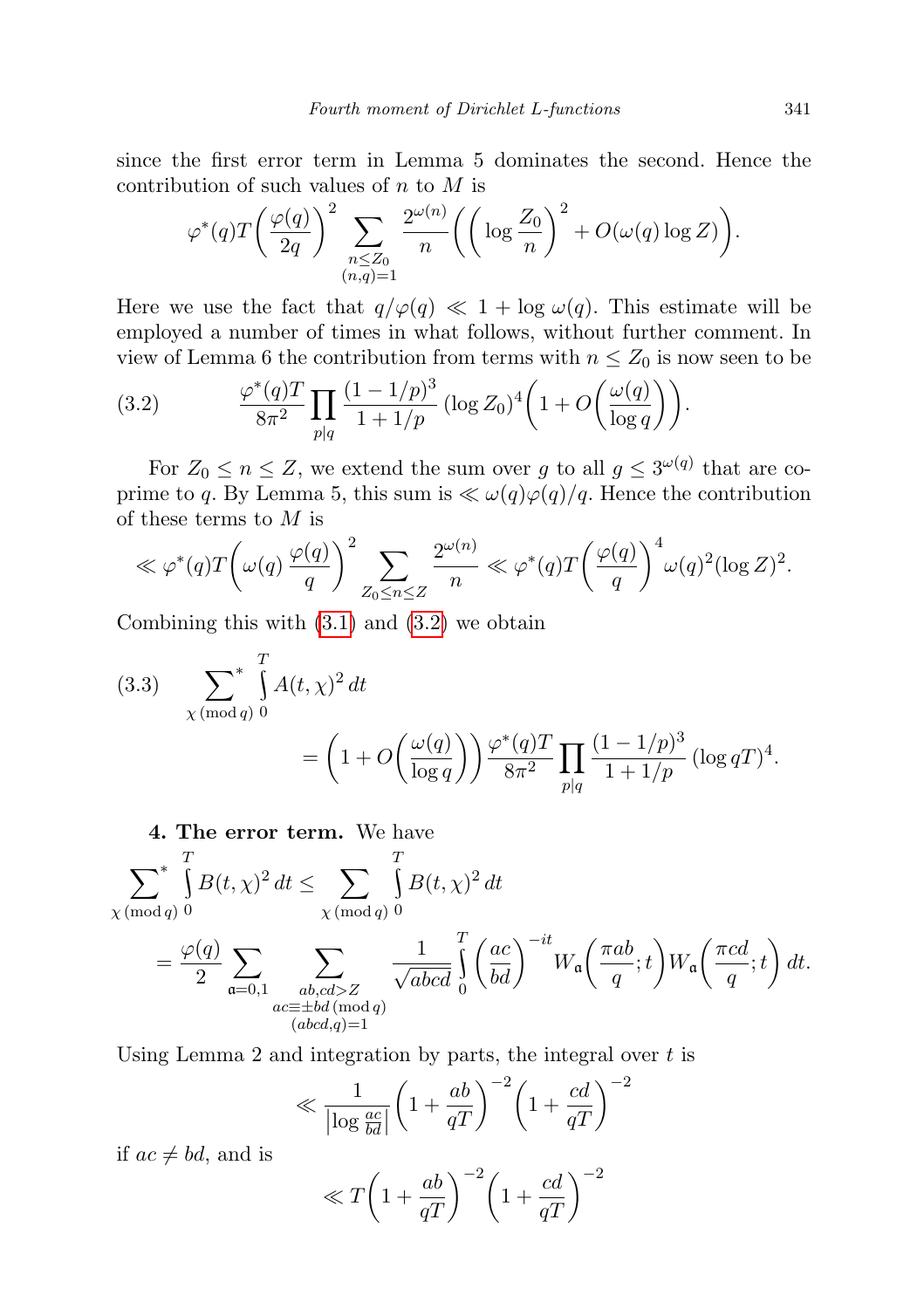since the first error term in Lemma 5 dominates the second. Hence the contribution of such values of $n$ to $M$ is

$$\varphi^*(q)T\left(\frac{\varphi(q)}{2q}\right)^2 \sum_{\substack{n\le Z_0\\(n,q)=1}} \frac{2^{\omega(n)}}{n}\left(\left(\log\frac{Z_0}{n}\right)^2 + O(\omega(q)\log Z)\right).$$

Here we use the fact that $q/\varphi(q) \ll 1+\log\omega(q)$. This estimate will be employed a number of times in what follows, without further comment. In view of Lemma 6 the contribution from terms with $n\le Z_0$ is now seen to be

$$\frac{\varphi^*(q)T}{8\pi^2}\prod_{p\mid q}\frac{(1-1/p)^3}{1+1/p}(\log Z_0)^4\left(1+O\left(\frac{\omega(q)}{\log q}\right)\right). \tag{3.2}$$

For $Z_0\le n\le Z$, we extend the sum over $g$ to all $g\le 3^{\omega(q)}$ that are coprime to $q$. By Lemma 5, this sum is $\ll \omega(q)\varphi(q)/q$. Hence the contribution of these terms to $M$ is

$$\ll \varphi^*(q)T\left(\omega(q)\,\frac{\varphi(q)}{q}\right)^2\sum_{Z_0\le n\le Z}\frac{2^{\omega(n)}}{n} \ll \varphi^*(q)T\left(\frac{\varphi(q)}{q}\right)^4\omega(q)^2(\log Z)^2.$$

Combining this with (3.1) and (3.2) we obtain

$$\sideset{}{^*}\sum_{\chi\,(\mathrm{mod}\,q)}\int_0^T A(t,\chi)^2\,dt = \left(1+O\left(\frac{\omega(q)}{\log q}\right)\right)\frac{\varphi^*(q)T}{8\pi^2}\prod_{p\mid q}\frac{(1-1/p)^3}{1+1/p}(\log qT)^4. \tag{3.3}$$

**4. The error term.** We have

$$\sideset{}{^*}\sum_{\chi\,(\mathrm{mod}\,q)}\int_0^T B(t,\chi)^2\,dt \le \sum_{\chi\,(\mathrm{mod}\,q)}\int_0^T B(t,\chi)^2\,dt$$
$$= \frac{\varphi(q)}{2}\sum_{\mathfrak{a}=0,1}\ \sum_{\substack{ab,cd>Z\\ ac\equiv\pm bd\,(\mathrm{mod}\,q)\\(abcd,q)=1}}\frac{1}{\sqrt{abcd}}\int_0^T\left(\frac{ac}{bd}\right)^{-it}W_{\mathfrak{a}}\left(\frac{\pi ab}{q};t\right)W_{\mathfrak{a}}\left(\frac{\pi cd}{q};t\right)dt.$$

Using Lemma 2 and integration by parts, the integral over $t$ is

$$\ll \frac{1}{\left|\log\frac{ac}{bd}\right|}\left(1+\frac{ab}{qT}\right)^{-2}\left(1+\frac{cd}{qT}\right)^{-2}$$

if $ac\ne bd$, and is

$$\ll T\left(1+\frac{ab}{qT}\right)^{-2}\left(1+\frac{cd}{qT}\right)^{-2}$$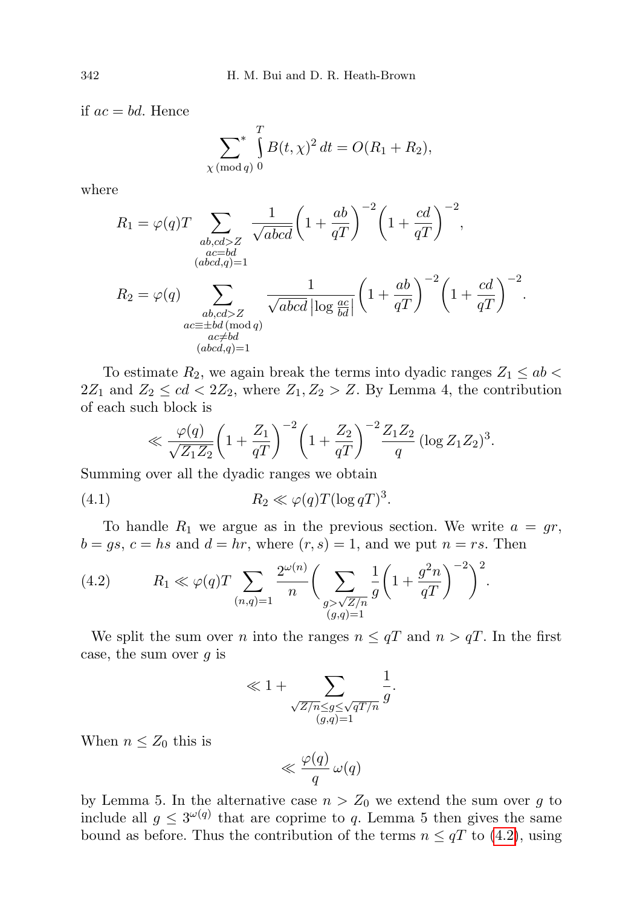if $ac = bd$. Hence

$$\sum_{\chi\,(\mathrm{mod}\,q)}^{*} \int_0^T B(t,\chi)^2\,dt = O(R_1 + R_2),$$

where

$$R_1 = \varphi(q)T \sum_{\substack{ab,cd>Z\\ ac=bd\\ (abcd,q)=1}} \frac{1}{\sqrt{abcd}}\left(1+\frac{ab}{qT}\right)^{-2}\left(1+\frac{cd}{qT}\right)^{-2},$$

$$R_2 = \varphi(q) \sum_{\substack{ab,cd>Z\\ ac\equiv\pm bd\,(\mathrm{mod}\,q)\\ ac\neq bd\\ (abcd,q)=1}} \frac{1}{\sqrt{abcd}\,\left|\log\frac{ac}{bd}\right|}\left(1+\frac{ab}{qT}\right)^{-2}\left(1+\frac{cd}{qT}\right)^{-2}.$$

To estimate $R_2$, we again break the terms into dyadic ranges $Z_1 \le ab < 2Z_1$ and $Z_2 \le cd < 2Z_2$, where $Z_1, Z_2 > Z$. By Lemma 4, the contribution of each such block is

$$\ll \frac{\varphi(q)}{\sqrt{Z_1Z_2}}\left(1+\frac{Z_1}{qT}\right)^{-2}\left(1+\frac{Z_2}{qT}\right)^{-2}\frac{Z_1Z_2}{q}\,(\log Z_1Z_2)^3.$$

Summing over all the dyadic ranges we obtain

$$R_2 \ll \varphi(q)T(\log qT)^3. \tag{4.1}$$

To handle $R_1$ we argue as in the previous section. We write $a = gr$, $b = gs$, $c = hs$ and $d = hr$, where $(r,s) = 1$, and we put $n = rs$. Then

$$R_1 \ll \varphi(q)T \sum_{(n,q)=1} \frac{2^{\omega(n)}}{n}\Bigg(\sum_{\substack{g>\sqrt{Z/n}\\ (g,q)=1}} \frac{1}{g}\left(1+\frac{g^2n}{qT}\right)^{-2}\Bigg)^2. \tag{4.2}$$

We split the sum over $n$ into the ranges $n \le qT$ and $n > qT$. In the first case, the sum over $g$ is

$$\ll 1 + \sum_{\substack{\sqrt{Z/n}\le g\le\sqrt{qT/n}\\ (g,q)=1}} \frac{1}{g}.$$

When $n \le Z_0$ this is

$$\ll \frac{\varphi(q)}{q}\,\omega(q)$$

by Lemma 5. In the alternative case $n > Z_0$ we extend the sum over $g$ to include all $g \le 3^{\omega(q)}$ that are coprime to $q$. Lemma 5 then gives the same bound as before. Thus the contribution of the terms $n \le qT$ to (4.2), using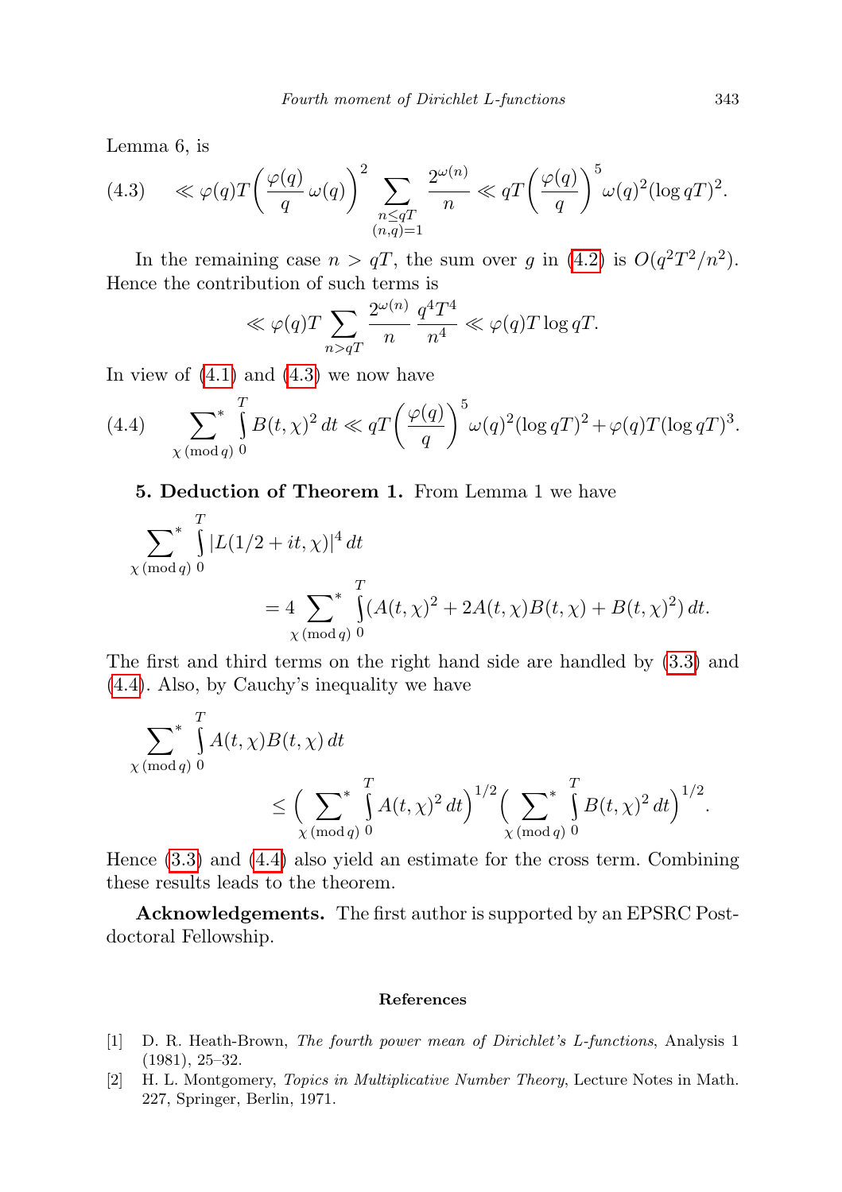Lemma 6, is

$$\ll \varphi(q)T\bigg(\frac{\varphi(q)}{q}\,\omega(q)\bigg)^2 \sum_{\substack{n\le qT\\(n,q)=1}} \frac{2^{\omega(n)}}{n} \ll qT\bigg(\frac{\varphi(q)}{q}\bigg)^5 \omega(q)^2(\log qT)^2. \tag{4.3}$$

In the remaining case $n > qT$, the sum over $g$ in (4.2) is $O(q^2T^2/n^2)$. Hence the contribution of such terms is

$$\ll \varphi(q)T \sum_{n>qT} \frac{2^{\omega(n)}}{n}\,\frac{q^4T^4}{n^4} \ll \varphi(q)T\log qT.$$

In view of (4.1) and (4.3) we now have

$$\sideset{}{^*}\sum_{\chi\,(\mathrm{mod}\,q)} \int_0^T B(t,\chi)^2\,dt \ll qT\bigg(\frac{\varphi(q)}{q}\bigg)^5 \omega(q)^2(\log qT)^2 + \varphi(q)T(\log qT)^3. \tag{4.4}$$

**5. Deduction of Theorem 1.** From Lemma 1 we have

$$\sideset{}{^*}\sum_{\chi\,(\mathrm{mod}\,q)} \int_0^T |L(1/2+it,\chi)|^4\,dt = 4 \sideset{}{^*}\sum_{\chi\,(\mathrm{mod}\,q)} \int_0^T (A(t,\chi)^2 + 2A(t,\chi)B(t,\chi) + B(t,\chi)^2)\,dt.$$

The first and third terms on the right hand side are handled by (3.3) and (4.4). Also, by Cauchy's inequality we have

$$\sideset{}{^*}\sum_{\chi\,(\mathrm{mod}\,q)} \int_0^T A(t,\chi)B(t,\chi)\,dt \le \Big(\sideset{}{^*}\sum_{\chi\,(\mathrm{mod}\,q)} \int_0^T A(t,\chi)^2\,dt\Big)^{1/2} \Big(\sideset{}{^*}\sum_{\chi\,(\mathrm{mod}\,q)} \int_0^T B(t,\chi)^2\,dt\Big)^{1/2}.$$

Hence (3.3) and (4.4) also yield an estimate for the cross term. Combining these results leads to the theorem.

**Acknowledgements.** The first author is supported by an EPSRC Postdoctoral Fellowship.

## References

[1] D. R. Heath-Brown, *The fourth power mean of Dirichlet's L-functions*, Analysis 1 (1981), 25–32.

[2] H. L. Montgomery, *Topics in Multiplicative Number Theory*, Lecture Notes in Math. 227, Springer, Berlin, 1971.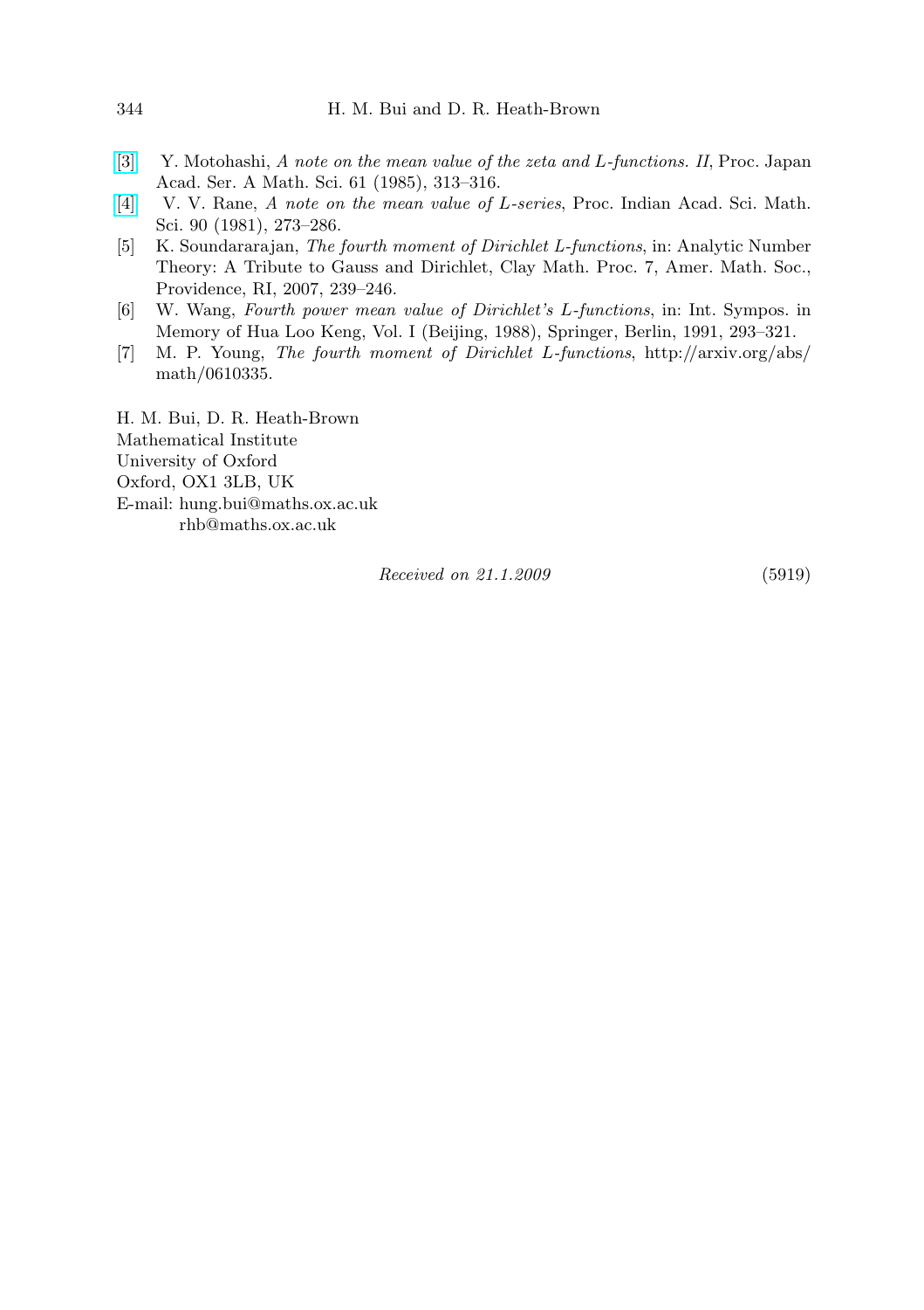[3] Y. Motohashi, *A note on the mean value of the zeta and L-functions. II*, Proc. Japan Acad. Ser. A Math. Sci. 61 (1985), 313–316.

[4] V. V. Rane, *A note on the mean value of L-series*, Proc. Indian Acad. Sci. Math. Sci. 90 (1981), 273–286.

[5] K. Soundararajan, *The fourth moment of Dirichlet L-functions*, in: Analytic Number Theory: A Tribute to Gauss and Dirichlet, Clay Math. Proc. 7, Amer. Math. Soc., Providence, RI, 2007, 239–246.

[6] W. Wang, *Fourth power mean value of Dirichlet's L-functions*, in: Int. Sympos. in Memory of Hua Loo Keng, Vol. I (Beijing, 1988), Springer, Berlin, 1991, 293–321.

[7] M. P. Young, *The fourth moment of Dirichlet L-functions*, http://arxiv.org/abs/math/0610335.

H. M. Bui, D. R. Heath-Brown
Mathematical Institute
University of Oxford
Oxford, OX1 3LB, UK
E-mail: hung.bui@maths.ox.ac.uk
rhb@maths.ox.ac.uk

*Received on 21.1.2009* (5919)